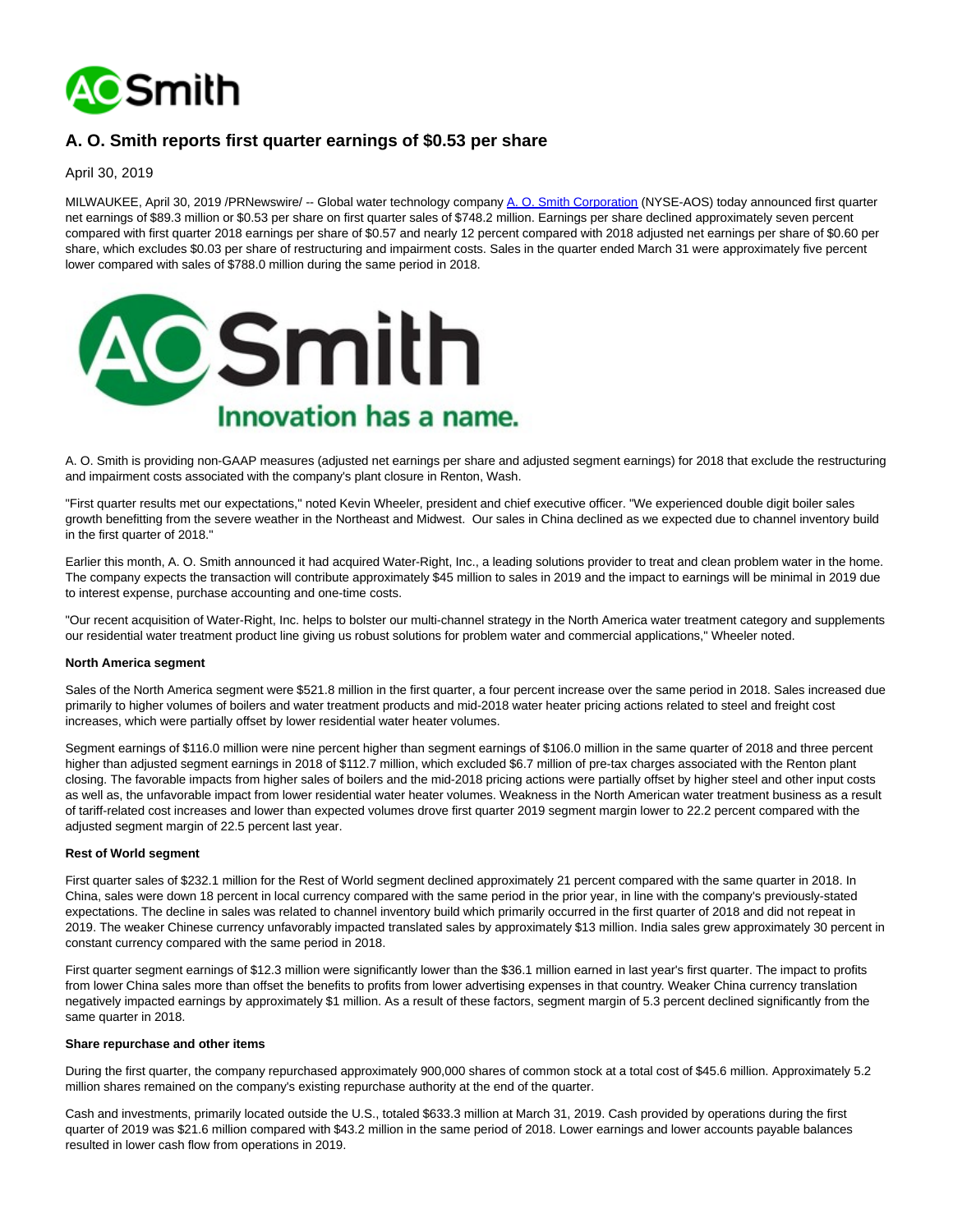# A. O. Smith reports first quarter earnings of $0.53 per share

April 30, 2019

MILWAUKEE, April 30, 2019 /PRNewswire/ -- Global water technology company A. O. Smith Corporation (NYSE-AOS) today announced first quarter net earnings of $89.3 million or $0.53 per share on first quarter sales of $748.2 million. Earnings per share declined approximately seven percent compared with first quarter 2018 earnings per share of $0.57 and nearly 12 percent compared with 2018 adjusted net earnings per share of $0.60 per share, which excludes $0.03 per share of restructuring and impairment costs. Sales in the quarter ended March 31 were approximately five percent lower compared with sales of $788.0 million during the same period in 2018.

A. O. Smith is providing non-GAAP measures (adjusted net earnings per share and adjusted segment earnings) for 2018 that exclude the restructuring and impairment costs associated with the company's plant closure in Renton, Wash.

"First quarter results met our expectations," noted Kevin Wheeler, president and chief executive officer. "We experienced double digit boiler sales growth benefitting from the severe weather in the Northeast and Midwest. Our sales in China declined as we expected due to channel inventory build in the first quarter of 2018."

Earlier this month, A. O. Smith announced it had acquired Water-Right, Inc., a leading solutions provider to treat and clean problem water in the home. The company expects the transaction will contribute approximately $45 million to sales in 2019 and the impact to earnings will be minimal in 2019 due to interest expense, purchase accounting and one-time costs.

"Our recent acquisition of Water-Right, Inc. helps to bolster our multi-channel strategy in the North America water treatment category and supplements our residential water treatment product line giving us robust solutions for problem water and commercial applications," Wheeler noted.

**North America segment**

Sales of the North America segment were $521.8 million in the first quarter, a four percent increase over the same period in 2018. Sales increased due primarily to higher volumes of boilers and water treatment products and mid-2018 water heater pricing actions related to steel and freight cost increases, which were partially offset by lower residential water heater volumes.

Segment earnings of $116.0 million were nine percent higher than segment earnings of $106.0 million in the same quarter of 2018 and three percent higher than adjusted segment earnings in 2018 of $112.7 million, which excluded $6.7 million of pre-tax charges associated with the Renton plant closing. The favorable impacts from higher sales of boilers and the mid-2018 pricing actions were partially offset by higher steel and other input costs as well as, the unfavorable impact from lower residential water heater volumes. Weakness in the North American water treatment business as a result of tariff-related cost increases and lower than expected volumes drove first quarter 2019 segment margin lower to 22.2 percent compared with the adjusted segment margin of 22.5 percent last year.

**Rest of World segment**

First quarter sales of $232.1 million for the Rest of World segment declined approximately 21 percent compared with the same quarter in 2018. In China, sales were down 18 percent in local currency compared with the same period in the prior year, in line with the company's previously-stated expectations. The decline in sales was related to channel inventory build which primarily occurred in the first quarter of 2018 and did not repeat in 2019. The weaker Chinese currency unfavorably impacted translated sales by approximately $13 million. India sales grew approximately 30 percent in constant currency compared with the same period in 2018.

First quarter segment earnings of $12.3 million were significantly lower than the $36.1 million earned in last year's first quarter. The impact to profits from lower China sales more than offset the benefits to profits from lower advertising expenses in that country. Weaker China currency translation negatively impacted earnings by approximately $1 million. As a result of these factors, segment margin of 5.3 percent declined significantly from the same quarter in 2018.

**Share repurchase and other items**

During the first quarter, the company repurchased approximately 900,000 shares of common stock at a total cost of $45.6 million. Approximately 5.2 million shares remained on the company's existing repurchase authority at the end of the quarter.

Cash and investments, primarily located outside the U.S., totaled $633.3 million at March 31, 2019. Cash provided by operations during the first quarter of 2019 was $21.6 million compared with $43.2 million in the same period of 2018. Lower earnings and lower accounts payable balances resulted in lower cash flow from operations in 2019.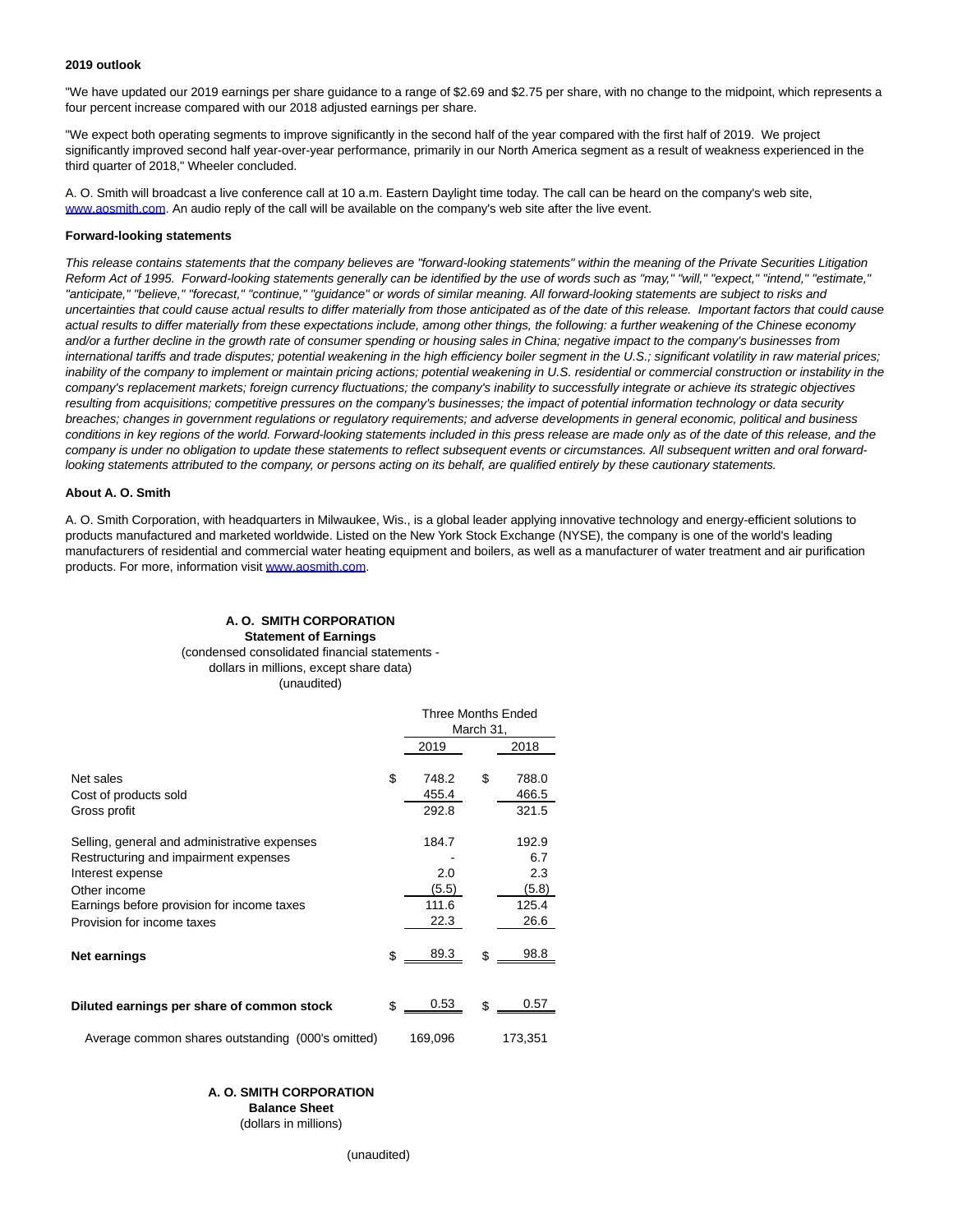**2019 outlook**

"We have updated our 2019 earnings per share guidance to a range of $2.69 and $2.75 per share, with no change to the midpoint, which represents a four percent increase compared with our 2018 adjusted earnings per share.

"We expect both operating segments to improve significantly in the second half of the year compared with the first half of 2019. We project significantly improved second half year-over-year performance, primarily in our North America segment as a result of weakness experienced in the third quarter of 2018," Wheeler concluded.

A. O. Smith will broadcast a live conference call at 10 a.m. Eastern Daylight time today. The call can be heard on the company's web site, www.aosmith.com. An audio reply of the call will be available on the company's web site after the live event.

**Forward-looking statements**

*This release contains statements that the company believes are "forward-looking statements" within the meaning of the Private Securities Litigation Reform Act of 1995. Forward-looking statements generally can be identified by the use of words such as "may," "will," "expect," "intend," "estimate," "anticipate," "believe," "forecast," "continue," "guidance" or words of similar meaning. All forward-looking statements are subject to risks and uncertainties that could cause actual results to differ materially from those anticipated as of the date of this release. Important factors that could cause actual results to differ materially from these expectations include, among other things, the following: a further weakening of the Chinese economy and/or a further decline in the growth rate of consumer spending or housing sales in China; negative impact to the company's businesses from international tariffs and trade disputes; potential weakening in the high efficiency boiler segment in the U.S.; significant volatility in raw material prices; inability of the company to implement or maintain pricing actions; potential weakening in U.S. residential or commercial construction or instability in the company's replacement markets; foreign currency fluctuations; the company's inability to successfully integrate or achieve its strategic objectives resulting from acquisitions; competitive pressures on the company's businesses; the impact of potential information technology or data security breaches; changes in government regulations or regulatory requirements; and adverse developments in general economic, political and business conditions in key regions of the world. Forward-looking statements included in this press release are made only as of the date of this release, and the company is under no obligation to update these statements to reflect subsequent events or circumstances. All subsequent written and oral forward-looking statements attributed to the company, or persons acting on its behalf, are qualified entirely by these cautionary statements.*

**About A. O. Smith**

A. O. Smith Corporation, with headquarters in Milwaukee, Wis., is a global leader applying innovative technology and energy-efficient solutions to products manufactured and marketed worldwide. Listed on the New York Stock Exchange (NYSE), the company is one of the world's leading manufacturers of residential and commercial water heating equipment and boilers, as well as a manufacturer of water treatment and air purification products. For more, information visit www.aosmith.com.

**A. O. SMITH CORPORATION**
**Statement of Earnings**
(condensed consolidated financial statements - dollars in millions, except share data)
(unaudited)

| | Three Months Ended March 31, 2019 | Three Months Ended March 31, 2018 |
|---|---|---|
| Net sales | $ 748.2 | $ 788.0 |
| Cost of products sold | 455.4 | 466.5 |
| Gross profit | 292.8 | 321.5 |
| Selling, general and administrative expenses | 184.7 | 192.9 |
| Restructuring and impairment expenses | - | 6.7 |
| Interest expense | 2.0 | 2.3 |
| Other income | (5.5) | (5.8) |
| Earnings before provision for income taxes | 111.6 | 125.4 |
| Provision for income taxes | 22.3 | 26.6 |
| **Net earnings** | $ 89.3 | $ 98.8 |
| **Diluted earnings per share of common stock** | $ 0.53 | $ 0.57 |
| Average common shares outstanding (000's omitted) | 169,096 | 173,351 |

**A. O. SMITH CORPORATION**
**Balance Sheet**
(dollars in millions)

(unaudited)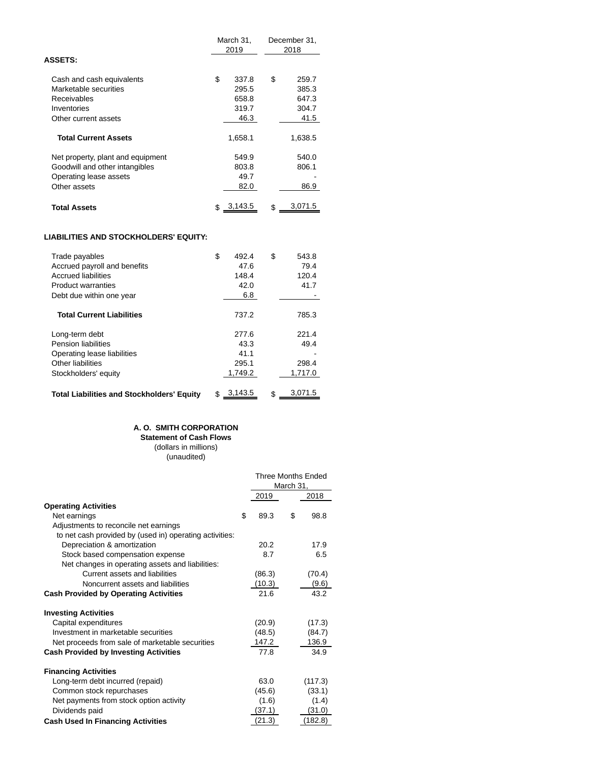| | March 31, 2019 | December 31, 2018 |
|---|---|---|
| **ASSETS:** | | |
| Cash and cash equivalents | $ 337.8 | $ 259.7 |
| Marketable securities | 295.5 | 385.3 |
| Receivables | 658.8 | 647.3 |
| Inventories | 319.7 | 304.7 |
| Other current assets | 46.3 | 41.5 |
| **Total Current Assets** | 1,658.1 | 1,638.5 |
| Net property, plant and equipment | 549.9 | 540.0 |
| Goodwill and other intangibles | 803.8 | 806.1 |
| Operating lease assets | 49.7 | - |
| Other assets | 82.0 | 86.9 |
| **Total Assets** | $ 3,143.5 | $ 3,071.5 |
| **LIABILITIES AND STOCKHOLDERS' EQUITY:** | | |
| Trade payables | $ 492.4 | $ 543.8 |
| Accrued payroll and benefits | 47.6 | 79.4 |
| Accrued liabilities | 148.4 | 120.4 |
| Product warranties | 42.0 | 41.7 |
| Debt due within one year | 6.8 | - |
| **Total Current Liabilities** | 737.2 | 785.3 |
| Long-term debt | 277.6 | 221.4 |
| Pension liabilities | 43.3 | 49.4 |
| Operating lease liabilities | 41.1 | - |
| Other liabilities | 295.1 | 298.4 |
| Stockholders' equity | 1,749.2 | 1,717.0 |
| **Total Liabilities and Stockholders' Equity** | $ 3,143.5 | $ 3,071.5 |

**A. O. SMITH CORPORATION**
**Statement of Cash Flows**
(dollars in millions)
(unaudited)

| | Three Months Ended March 31, | |
|---|---|---|
| | 2019 | 2018 |
| **Operating Activities** | | |
| Net earnings | $ 89.3 | $ 98.8 |
| Adjustments to reconcile net earnings to net cash provided by (used in) operating activities: | | |
| Depreciation & amortization | 20.2 | 17.9 |
| Stock based compensation expense | 8.7 | 6.5 |
| Net changes in operating assets and liabilities: | | |
| Current assets and liabilities | (86.3) | (70.4) |
| Noncurrent assets and liabilities | (10.3) | (9.6) |
| **Cash Provided by Operating Activities** | 21.6 | 43.2 |
| **Investing Activities** | | |
| Capital expenditures | (20.9) | (17.3) |
| Investment in marketable securities | (48.5) | (84.7) |
| Net proceeds from sale of marketable securities | 147.2 | 136.9 |
| **Cash Provided by Investing Activities** | 77.8 | 34.9 |
| **Financing Activities** | | |
| Long-term debt incurred (repaid) | 63.0 | (117.3) |
| Common stock repurchases | (45.6) | (33.1) |
| Net payments from stock option activity | (1.6) | (1.4) |
| Dividends paid | (37.1) | (31.0) |
| **Cash Used In Financing Activities** | (21.3) | (182.8) |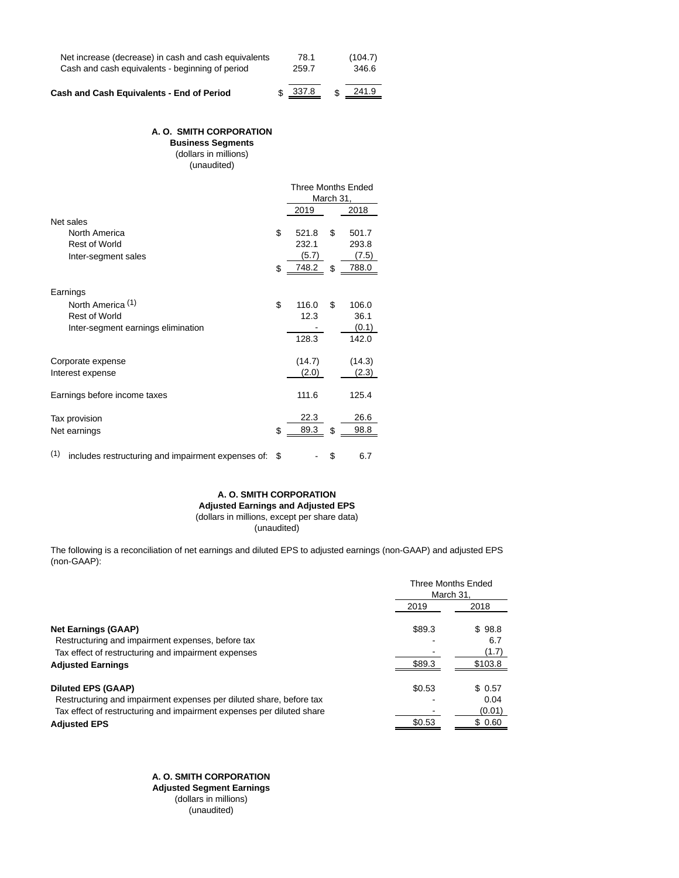| | | |
|---|---|---|
| Net increase (decrease) in cash and cash equivalents | 78.1 | (104.7) |
| Cash and cash equivalents - beginning of period | 259.7 | 346.6 |
| **Cash and Cash Equivalents - End of Period** | $ 337.8 | $ 241.9 |

**A. O. SMITH CORPORATION**
**Business Segments**
(dollars in millions)
(unaudited)

| | Three Months Ended March 31, | |
|---|---|---|
| | 2019 | 2018 |
| Net sales | | |
| North America | $ 521.8 | $ 501.7 |
| Rest of World | 232.1 | 293.8 |
| Inter-segment sales | (5.7) | (7.5) |
| | $ 748.2 | $ 788.0 |
| Earnings | | |
| North America [1] | $ 116.0 | $ 106.0 |
| Rest of World | 12.3 | 36.1 |
| Inter-segment earnings elimination | - | (0.1) |
| | 128.3 | 142.0 |
| Corporate expense | (14.7) | (14.3) |
| Interest expense | (2.0) | (2.3) |
| Earnings before income taxes | 111.6 | 125.4 |
| Tax provision | 22.3 | 26.6 |
| Net earnings | $ 89.3 | $ 98.8 |
| [1] includes restructuring and impairment expenses of: | $ - | $ 6.7 |

**A. O. SMITH CORPORATION**
**Adjusted Earnings and Adjusted EPS**
(dollars in millions, except per share data)
(unaudited)

The following is a reconciliation of net earnings and diluted EPS to adjusted earnings (non-GAAP) and adjusted EPS (non-GAAP):

| | Three Months Ended March 31, | |
|---|---|---|
| | 2019 | 2018 |
| **Net Earnings (GAAP)** | $89.3 | $ 98.8 |
| Restructuring and impairment expenses, before tax | - | 6.7 |
| Tax effect of restructuring and impairment expenses | - | (1.7) |
| **Adjusted Earnings** | $89.3 | $103.8 |
| **Diluted EPS (GAAP)** | $0.53 | $ 0.57 |
| Restructuring and impairment expenses per diluted share, before tax | - | 0.04 |
| Tax effect of restructuring and impairment expenses per diluted share | - | (0.01) |
| **Adjusted EPS** | $0.53 | $ 0.60 |

**A. O. SMITH CORPORATION**
**Adjusted Segment Earnings**
(dollars in millions)
(unaudited)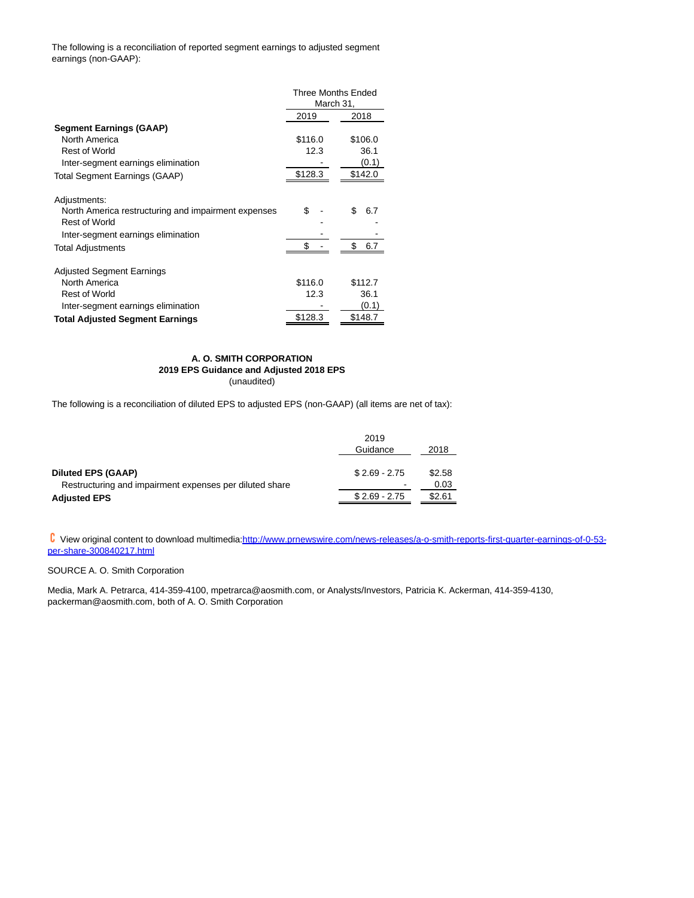The following is a reconciliation of reported segment earnings to adjusted segment earnings (non-GAAP):

| | Three Months Ended March 31, | |
|---|---|---|
| | 2019 | 2018 |
| **Segment Earnings (GAAP)** | | |
| North America | $116.0 | $106.0 |
| Rest of World | 12.3 | 36.1 |
| Inter-segment earnings elimination | - | (0.1) |
| Total Segment Earnings (GAAP) | $128.3 | $142.0 |
| | | |
| Adjustments: | | |
| North America restructuring and impairment expenses | $ - | $ 6.7 |
| Rest of World | - | - |
| Inter-segment earnings elimination | - | - |
| Total Adjustments | $ - | $ 6.7 |
| | | |
| Adjusted Segment Earnings | | |
| North America | $116.0 | $112.7 |
| Rest of World | 12.3 | 36.1 |
| Inter-segment earnings elimination | - | (0.1) |
| **Total Adjusted Segment Earnings** | $128.3 | $148.7 |

**A. O. SMITH CORPORATION**
**2019 EPS Guidance and Adjusted 2018 EPS**
(unaudited)

The following is a reconciliation of diluted EPS to adjusted EPS (non-GAAP) (all items are net of tax):

| | 2019 Guidance | 2018 |
|---|---|---|
| **Diluted EPS (GAAP)** | $ 2.69 - 2.75 | $2.58 |
| Restructuring and impairment expenses per diluted share | - | 0.03 |
| **Adjusted EPS** | $ 2.69 - 2.75 | $2.61 |

View original content to download multimedia:http://www.prnewswire.com/news-releases/a-o-smith-reports-first-quarter-earnings-of-0-53-per-share-300840217.html

SOURCE A. O. Smith Corporation

Media, Mark A. Petrarca, 414-359-4100, mpetrarca@aosmith.com, or Analysts/Investors, Patricia K. Ackerman, 414-359-4130, packerman@aosmith.com, both of A. O. Smith Corporation